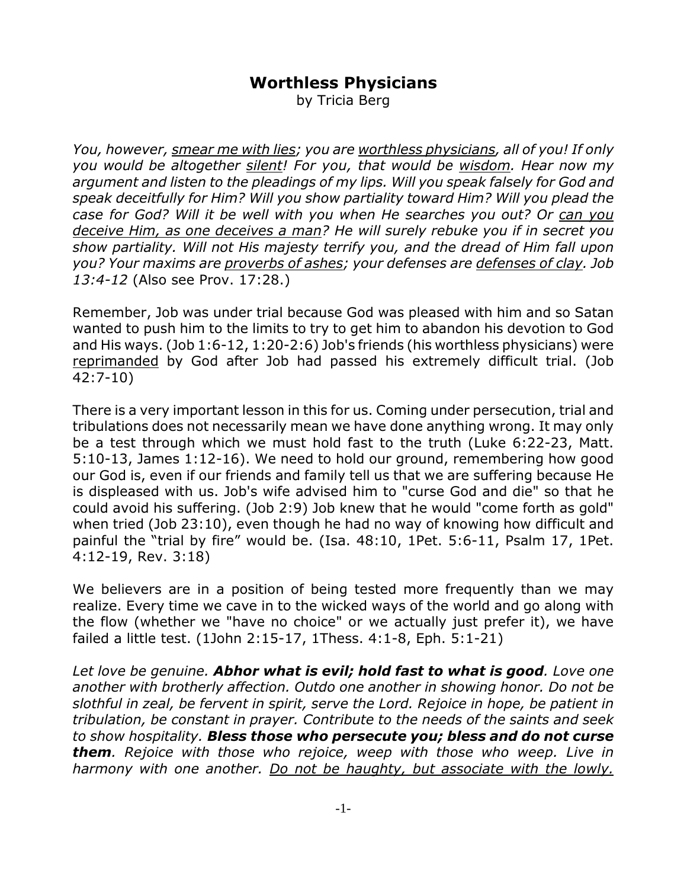# Worthless Physicians

by Tricia Berg

*You, however, <u>smear me with lies</u>; you are <u>worthless physicians</u>, all of you! If only you would be altogether <u>silent</u>! For you, that would be <u>wisdom</u>. Hear now my argument and listen to the pleadings of my lips. Will you speak falsely for God and speak deceitfully for Him? Will you show partiality toward Him? Will you plead the case for God? Will it be well with you when He searches you out? Or <u>can you deceive Him, as one deceives a man</u>? He will surely rebuke you if in secret you show partiality. Will not His majesty terrify you, and the dread of Him fall upon you? Your maxims are <u>proverbs of ashes</u>; your defenses are <u>defenses of clay</u>. Job 13:4-12* (Also see Prov. 17:28.)

Remember, Job was under trial because God was pleased with him and so Satan wanted to push him to the limits to try to get him to abandon his devotion to God and His ways. (Job 1:6-12, 1:20-2:6) Job's friends (his worthless physicians) were <u>reprimanded</u> by God after Job had passed his extremely difficult trial. (Job 42:7-10)

There is a very important lesson in this for us. Coming under persecution, trial and tribulations does not necessarily mean we have done anything wrong. It may only be a test through which we must hold fast to the truth (Luke 6:22-23, Matt. 5:10-13, James 1:12-16). We need to hold our ground, remembering how good our God is, even if our friends and family tell us that we are suffering because He is displeased with us. Job's wife advised him to "curse God and die" so that he could avoid his suffering. (Job 2:9) Job knew that he would "come forth as gold" when tried (Job 23:10), even though he had no way of knowing how difficult and painful the "trial by fire" would be. (Isa. 48:10, 1Pet. 5:6-11, Psalm 17, 1Pet. 4:12-19, Rev. 3:18)

We believers are in a position of being tested more frequently than we may realize. Every time we cave in to the wicked ways of the world and go along with the flow (whether we "have no choice" or we actually just prefer it), we have failed a little test. (1John 2:15-17, 1Thess. 4:1-8, Eph. 5:1-21)

*Let love be genuine. **Abhor what is evil; hold fast to what is good**. Love one another with brotherly affection. Outdo one another in showing honor. Do not be slothful in zeal, be fervent in spirit, serve the Lord. Rejoice in hope, be patient in tribulation, be constant in prayer. Contribute to the needs of the saints and seek to show hospitality. **Bless those who persecute you; bless and do not curse them**. Rejoice with those who rejoice, weep with those who weep. Live in harmony with one another. <u>Do not be haughty, but associate with the lowly.</u>*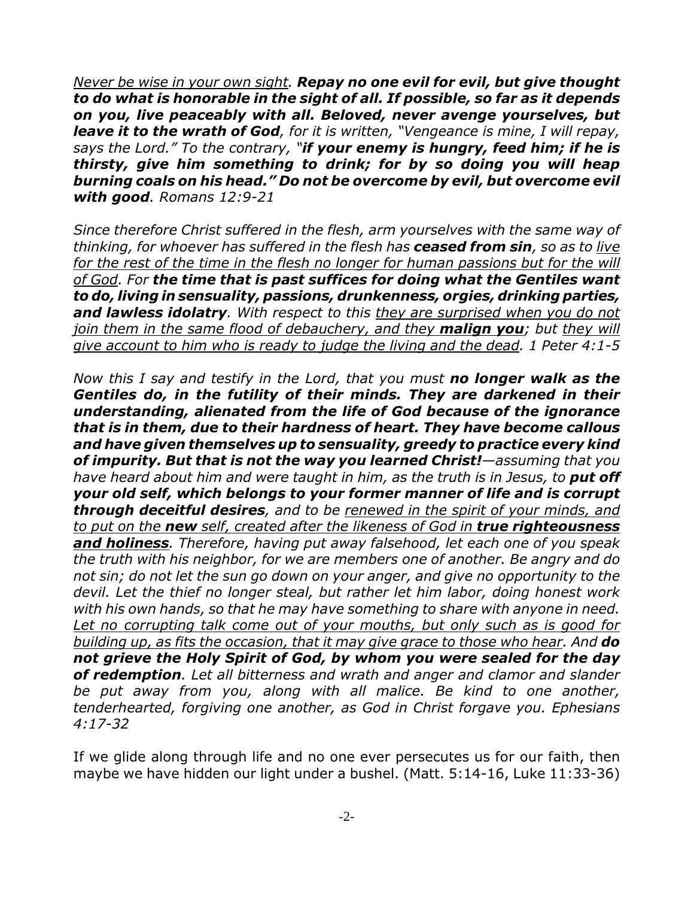*<u>Never be wise in your own sight</u>. **Repay no one evil for evil, but give thought to do what is honorable in the sight of all. If possible, so far as it depends on you, live peaceably with all. Beloved, never avenge yourselves, but leave it to the wrath of God**, for it is written, "Vengeance is mine, I will repay, says the Lord." To the contrary, "**if your enemy is hungry, feed him; if he is thirsty, give him something to drink; for by so doing you will heap burning coals on his head." Do not be overcome by evil, but overcome evil with good**. Romans 12:9-21*

*Since therefore Christ suffered in the flesh, arm yourselves with the same way of thinking, for whoever has suffered in the flesh has **ceased from sin**, so as to <u>live for the rest of the time in the flesh no longer for human passions but for the will of God</u>. For **the time that is past suffices for doing what the Gentiles want to do, living in sensuality, passions, drunkenness, orgies, drinking parties, and lawless idolatry**. With respect to this <u>they are surprised when you do not join them in the same flood of debauchery, and they **malign you**</u>; but <u>they will give account to him who is ready to judge the living and the dead</u>. 1 Peter 4:1-5*

*Now this I say and testify in the Lord, that you must **no longer walk as the Gentiles do, in the futility of their minds. They are darkened in their understanding, alienated from the life of God because of the ignorance that is in them, due to their hardness of heart. They have become callous and have given themselves up to sensuality, greedy to practice every kind of impurity. But that is not the way you learned Christ!**—assuming that you have heard about him and were taught in him, as the truth is in Jesus, to **put off your old self, which belongs to your former manner of life and is corrupt through deceitful desires**, and to be <u>renewed in the spirit of your minds, and to put on the **new** self, created after the likeness of God in **true righteousness and holiness**</u>. Therefore, having put away falsehood, let each one of you speak the truth with his neighbor, for we are members one of another. Be angry and do not sin; do not let the sun go down on your anger, and give no opportunity to the devil. Let the thief no longer steal, but rather let him labor, doing honest work with his own hands, so that he may have something to share with anyone in need. <u>Let no corrupting talk come out of your mouths, but only such as is good for building up, as fits the occasion, that it may give grace to those who hear</u>. And **do not grieve the Holy Spirit of God, by whom you were sealed for the day of redemption**. Let all bitterness and wrath and anger and clamor and slander be put away from you, along with all malice. Be kind to one another, tenderhearted, forgiving one another, as God in Christ forgave you. Ephesians 4:17-32*

If we glide along through life and no one ever persecutes us for our faith, then maybe we have hidden our light under a bushel. (Matt. 5:14-16, Luke 11:33-36)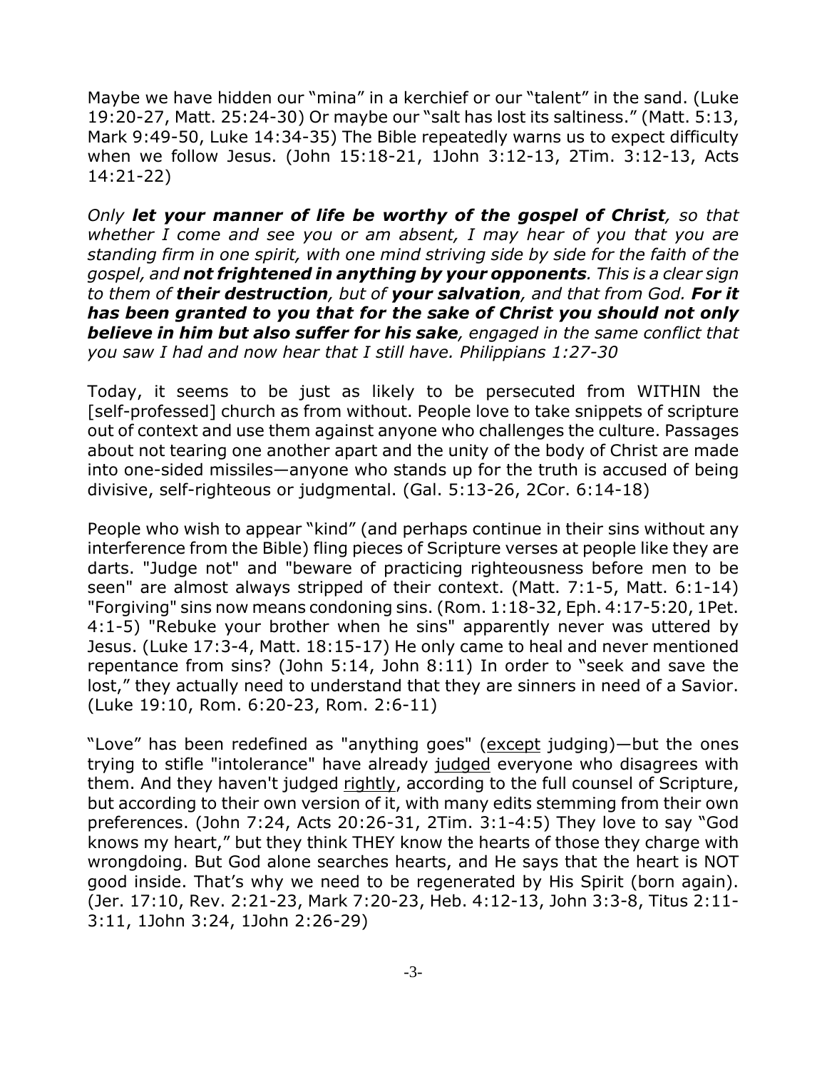Maybe we have hidden our "mina" in a kerchief or our "talent" in the sand. (Luke 19:20-27, Matt. 25:24-30) Or maybe our "salt has lost its saltiness." (Matt. 5:13, Mark 9:49-50, Luke 14:34-35) The Bible repeatedly warns us to expect difficulty when we follow Jesus. (John 15:18-21, 1John 3:12-13, 2Tim. 3:12-13, Acts 14:21-22)

*Only **let your manner of life be worthy of the gospel of Christ**, so that whether I come and see you or am absent, I may hear of you that you are standing firm in one spirit, with one mind striving side by side for the faith of the gospel, and **not frightened in anything by your opponents**. This is a clear sign to them of **their destruction**, but of **your salvation**, and that from God. **For it has been granted to you that for the sake of Christ you should not only believe in him but also suffer for his sake**, engaged in the same conflict that you saw I had and now hear that I still have. Philippians 1:27-30*

Today, it seems to be just as likely to be persecuted from WITHIN the [self-professed] church as from without. People love to take snippets of scripture out of context and use them against anyone who challenges the culture. Passages about not tearing one another apart and the unity of the body of Christ are made into one-sided missiles—anyone who stands up for the truth is accused of being divisive, self-righteous or judgmental. (Gal. 5:13-26, 2Cor. 6:14-18)

People who wish to appear "kind" (and perhaps continue in their sins without any interference from the Bible) fling pieces of Scripture verses at people like they are darts. "Judge not" and "beware of practicing righteousness before men to be seen" are almost always stripped of their context. (Matt. 7:1-5, Matt. 6:1-14) "Forgiving" sins now means condoning sins. (Rom. 1:18-32, Eph. 4:17-5:20, 1Pet. 4:1-5) "Rebuke your brother when he sins" apparently never was uttered by Jesus. (Luke 17:3-4, Matt. 18:15-17) He only came to heal and never mentioned repentance from sins? (John 5:14, John 8:11) In order to "seek and save the lost," they actually need to understand that they are sinners in need of a Savior. (Luke 19:10, Rom. 6:20-23, Rom. 2:6-11)

"Love" has been redefined as "anything goes" (<u>except</u> judging)—but the ones trying to stifle "intolerance" have already <u>judged</u> everyone who disagrees with them. And they haven't judged <u>rightly</u>, according to the full counsel of Scripture, but according to their own version of it, with many edits stemming from their own preferences. (John 7:24, Acts 20:26-31, 2Tim. 3:1-4:5) They love to say "God knows my heart," but they think THEY know the hearts of those they charge with wrongdoing. But God alone searches hearts, and He says that the heart is NOT good inside. That's why we need to be regenerated by His Spirit (born again). (Jer. 17:10, Rev. 2:21-23, Mark 7:20-23, Heb. 4:12-13, John 3:3-8, Titus 2:11-3:11, 1John 3:24, 1John 2:26-29)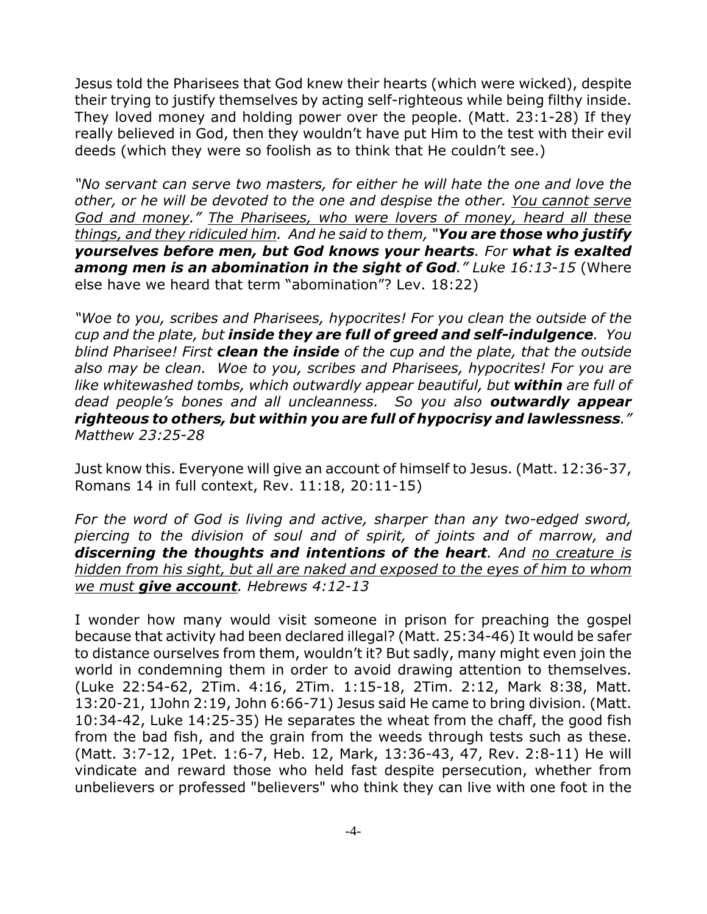Jesus told the Pharisees that God knew their hearts (which were wicked), despite their trying to justify themselves by acting self-righteous while being filthy inside. They loved money and holding power over the people. (Matt. 23:1-28) If they really believed in God, then they wouldn't have put Him to the test with their evil deeds (which they were so foolish as to think that He couldn't see.)

*"No servant can serve two masters, for either he will hate the one and love the other, or he will be devoted to the one and despise the other. <u>You cannot serve God and money</u>." <u>The Pharisees, who were lovers of money, heard all these things, and they ridiculed him</u>. And he said to them, "**You are those who justify yourselves before men, but God knows your hearts**. For **what is exalted among men is an abomination in the sight of God**." Luke 16:13-15* (Where else have we heard that term "abomination"? Lev. 18:22)

*"Woe to you, scribes and Pharisees, hypocrites! For you clean the outside of the cup and the plate, but **inside they are full of greed and self-indulgence**. You blind Pharisee! First **clean the inside** of the cup and the plate, that the outside also may be clean. Woe to you, scribes and Pharisees, hypocrites! For you are like whitewashed tombs, which outwardly appear beautiful, but **within** are full of dead people's bones and all uncleanness. So you also **outwardly appear righteous to others, but within you are full of hypocrisy and lawlessness**." Matthew 23:25-28*

Just know this. Everyone will give an account of himself to Jesus. (Matt. 12:36-37, Romans 14 in full context, Rev. 11:18, 20:11-15)

*For the word of God is living and active, sharper than any two-edged sword, piercing to the division of soul and of spirit, of joints and of marrow, and **discerning the thoughts and intentions of the heart**. And <u>no creature is hidden from his sight, but all are naked and exposed to the eyes of him to whom we must **give account**</u>. Hebrews 4:12-13*

I wonder how many would visit someone in prison for preaching the gospel because that activity had been declared illegal? (Matt. 25:34-46) It would be safer to distance ourselves from them, wouldn't it? But sadly, many might even join the world in condemning them in order to avoid drawing attention to themselves. (Luke 22:54-62, 2Tim. 4:16, 2Tim. 1:15-18, 2Tim. 2:12, Mark 8:38, Matt. 13:20-21, 1John 2:19, John 6:66-71) Jesus said He came to bring division. (Matt. 10:34-42, Luke 14:25-35) He separates the wheat from the chaff, the good fish from the bad fish, and the grain from the weeds through tests such as these. (Matt. 3:7-12, 1Pet. 1:6-7, Heb. 12, Mark, 13:36-43, 47, Rev. 2:8-11) He will vindicate and reward those who held fast despite persecution, whether from unbelievers or professed "believers" who think they can live with one foot in the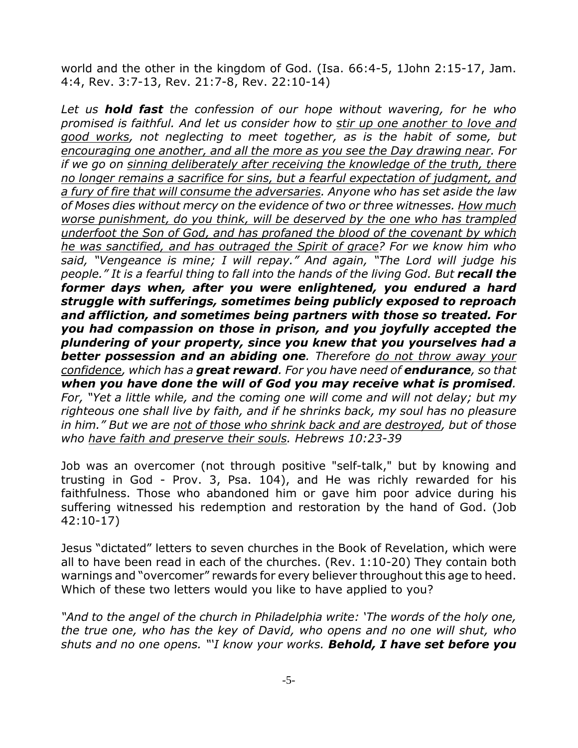world and the other in the kingdom of God. (Isa. 66:4-5, 1John 2:15-17, Jam. 4:4, Rev. 3:7-13, Rev. 21:7-8, Rev. 22:10-14)

*Let us **hold fast** the confession of our hope without wavering, for he who promised is faithful. And let us consider how to <u>stir up one another to love and good works</u>, not neglecting to meet together, as is the habit of some, but <u>encouraging one another, and all the more as you see the Day drawing near</u>. For if we go on <u>sinning deliberately after receiving the knowledge of the truth, there no longer remains a sacrifice for sins, but a fearful expectation of judgment, and a fury of fire that will consume the adversaries</u>. Anyone who has set aside the law of Moses dies without mercy on the evidence of two or three witnesses. <u>How much worse punishment, do you think, will be deserved by the one who has trampled underfoot the Son of God, and has profaned the blood of the covenant by which he was sanctified, and has outraged the Spirit of grace</u>? For we know him who said, "Vengeance is mine; I will repay." And again, "The Lord will judge his people." It is a fearful thing to fall into the hands of the living God. But **recall the former days when, after you were enlightened, you endured a hard struggle with sufferings, sometimes being publicly exposed to reproach and affliction, and sometimes being partners with those so treated. For you had compassion on those in prison, and you joyfully accepted the plundering of your property, since you knew that you yourselves had a better possession and an abiding one**. Therefore <u>do not throw away your confidence</u>, which has a **great reward**. For you have need of **endurance**, so that **when you have done the will of God you may receive what is promised**. For, "Yet a little while, and the coming one will come and will not delay; but my righteous one shall live by faith, and if he shrinks back, my soul has no pleasure in him." But we are <u>not of those who shrink back and are destroyed</u>, but of those who <u>have faith and preserve their souls</u>. Hebrews 10:23-39*

Job was an overcomer (not through positive "self-talk," but by knowing and trusting in God - Prov. 3, Psa. 104), and He was richly rewarded for his faithfulness. Those who abandoned him or gave him poor advice during his suffering witnessed his redemption and restoration by the hand of God. (Job 42:10-17)

Jesus "dictated" letters to seven churches in the Book of Revelation, which were all to have been read in each of the churches. (Rev. 1:10-20) They contain both warnings and "overcomer" rewards for every believer throughout this age to heed. Which of these two letters would you like to have applied to you?

*"And to the angel of the church in Philadelphia write: 'The words of the holy one, the true one, who has the key of David, who opens and no one will shut, who shuts and no one opens. "'I know your works. **Behold, I have set before you***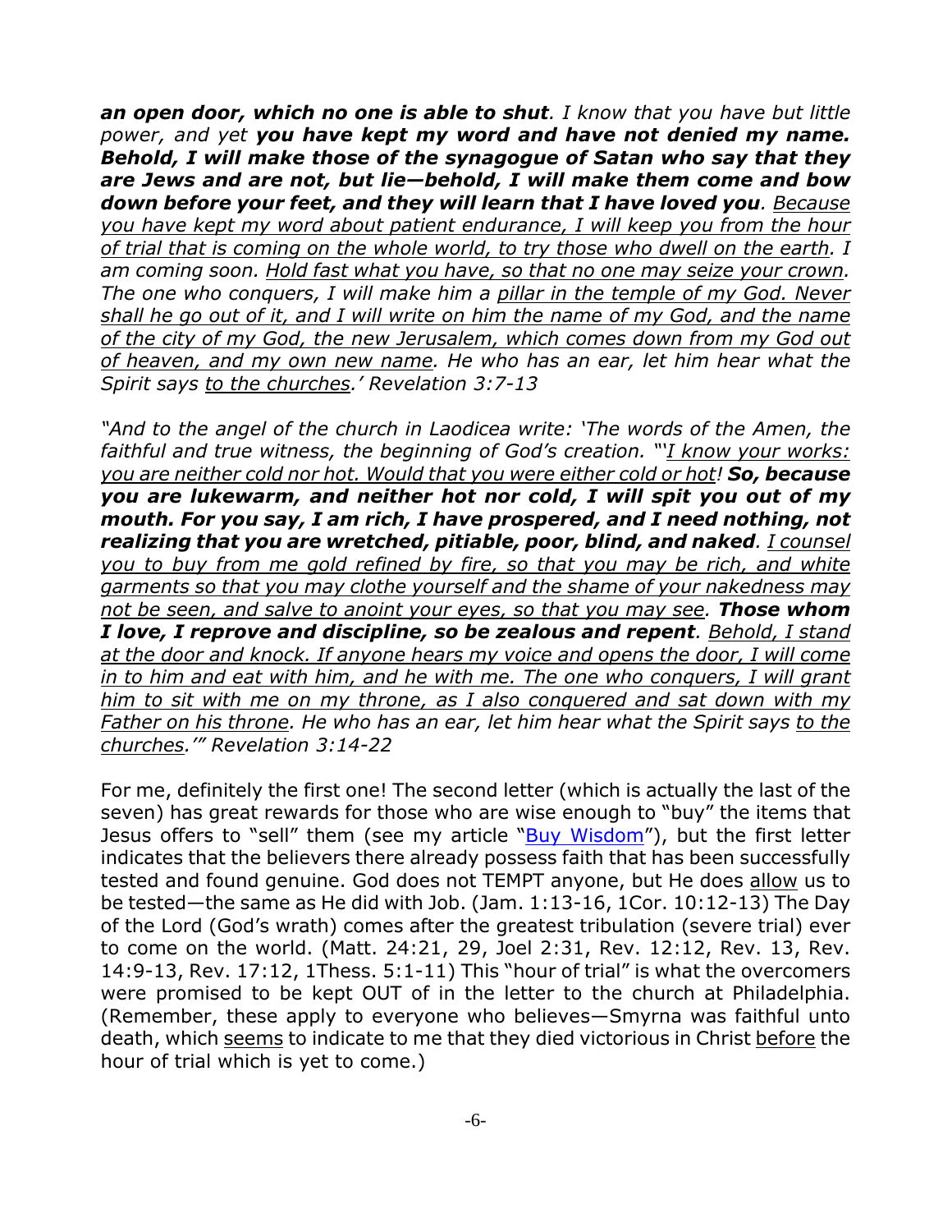*__an open door, which no one is able to shut__. I know that you have but little power, and yet __you have kept my word and have not denied my name. Behold, I will make those of the synagogue of Satan who say that they are Jews and are not, but lie—behold, I will make them come and bow down before your feet, and they will learn that I have loved you__. <u>Because you have kept my word about patient endurance, I will keep you from the hour of trial that is coming on the whole world, to try those who dwell on the earth</u>. I am coming soon. <u>Hold fast what you have, so that no one may seize your crown</u>. The one who conquers, I will make him a <u>pillar in the temple of my God. Never shall he go out of it, and I will write on him the name of my God, and the name of the city of my God, the new Jerusalem, which comes down from my God out of heaven, and my own new name</u>. He who has an ear, let him hear what the Spirit says <u>to the churches</u>.' Revelation 3:7-13*

*"And to the angel of the church in Laodicea write: 'The words of the Amen, the faithful and true witness, the beginning of God's creation. "'<u>I know your works: you are neither cold nor hot. Would that you were either cold or hot</u>! __So, because you are lukewarm, and neither hot nor cold, I will spit you out of my mouth. For you say, I am rich, I have prospered, and I need nothing, not realizing that you are wretched, pitiable, poor, blind, and naked__. <u>I counsel you to buy from me gold refined by fire, so that you may be rich, and white garments so that you may clothe yourself and the shame of your nakedness may not be seen, and salve to anoint your eyes, so that you may see</u>. __Those whom I love, I reprove and discipline, so be zealous and repent__. <u>Behold, I stand at the door and knock. If anyone hears my voice and opens the door, I will come in to him and eat with him, and he with me. The one who conquers, I will grant him to sit with me on my throne, as I also conquered and sat down with my Father on his throne</u>. He who has an ear, let him hear what the Spirit says <u>to the churches</u>.'" Revelation 3:14-22*

For me, definitely the first one! The second letter (which is actually the last of the seven) has great rewards for those who are wise enough to "buy" the items that Jesus offers to "sell" them (see my article "Buy Wisdom"), but the first letter indicates that the believers there already possess faith that has been successfully tested and found genuine. God does not TEMPT anyone, but He does <u>allow</u> us to be tested—the same as He did with Job. (Jam. 1:13-16, 1Cor. 10:12-13) The Day of the Lord (God's wrath) comes after the greatest tribulation (severe trial) ever to come on the world. (Matt. 24:21, 29, Joel 2:31, Rev. 12:12, Rev. 13, Rev. 14:9-13, Rev. 17:12, 1Thess. 5:1-11) This "hour of trial" is what the overcomers were promised to be kept OUT of in the letter to the church at Philadelphia. (Remember, these apply to everyone who believes—Smyrna was faithful unto death, which <u>seems</u> to indicate to me that they died victorious in Christ <u>before</u> the hour of trial which is yet to come.)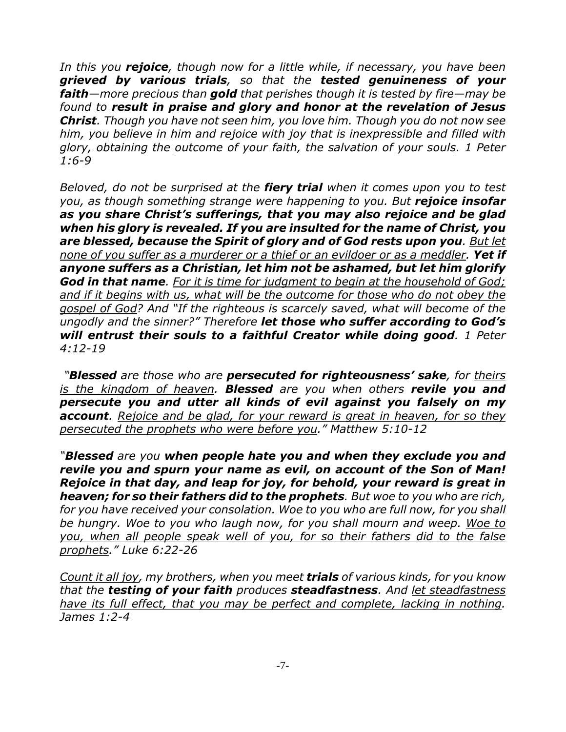*In this you **rejoice**, though now for a little while, if necessary, you have been **grieved by various trials**, so that the **tested genuineness of your faith**—more precious than **gold** that perishes though it is tested by fire—may be found to **result in praise and glory and honor at the revelation of Jesus Christ**. Though you have not seen him, you love him. Though you do not now see him, you believe in him and rejoice with joy that is inexpressible and filled with glory, obtaining the <u>outcome of your faith, the salvation of your souls</u>. 1 Peter 1:6-9*

*Beloved, do not be surprised at the **fiery trial** when it comes upon you to test you, as though something strange were happening to you. But **rejoice insofar as you share Christ's sufferings, that you may also rejoice and be glad when his glory is revealed. If you are insulted for the name of Christ, you are blessed, because the Spirit of glory and of God rests upon you**. <u>But let none of you suffer as a murderer or a thief or an evildoer or as a meddler</u>. **Yet if anyone suffers as a Christian, let him not be ashamed, but let him glorify God in that name**. <u>For it is time for judgment to begin at the household of God; and if it begins with us, what will be the outcome for those who do not obey the gospel of God</u>? And "If the righteous is scarcely saved, what will become of the ungodly and the sinner?" Therefore **let those who suffer according to God's will entrust their souls to a faithful Creator while doing good**. 1 Peter 4:12-19*

*"**Blessed** are those who are **persecuted for righteousness' sake**, for <u>theirs is the kingdom of heaven</u>. **Blessed** are you when others **revile you and persecute you and utter all kinds of evil against you falsely on my account**. <u>Rejoice and be glad, for your reward is great in heaven, for so they persecuted the prophets who were before you</u>." Matthew 5:10-12*

*"**Blessed** are you **when people hate you and when they exclude you and revile you and spurn your name as evil, on account of the Son of Man! Rejoice in that day, and leap for joy, for behold, your reward is great in heaven; for so their fathers did to the prophets**. But woe to you who are rich, for you have received your consolation. Woe to you who are full now, for you shall be hungry. Woe to you who laugh now, for you shall mourn and weep. <u>Woe to you, when all people speak well of you, for so their fathers did to the false prophets</u>." Luke 6:22-26*

*<u>Count it all joy</u>, my brothers, when you meet **trials** of various kinds, for you know that the **testing of your faith** produces **steadfastness**. And <u>let steadfastness have its full effect, that you may be perfect and complete, lacking in nothing</u>. James 1:2-4*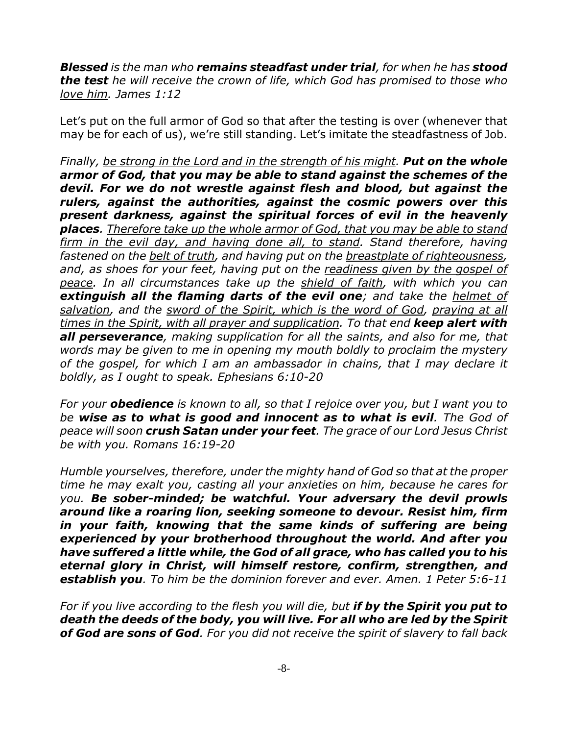***Blessed** is the man who **remains steadfast under trial**, for when he has **stood the test** he will <u>receive the crown of life, which God has promised to those who love him</u>. James 1:12*

Let's put on the full armor of God so that after the testing is over (whenever that may be for each of us), we're still standing. Let's imitate the steadfastness of Job.

*Finally, <u>be strong in the Lord and in the strength of his might</u>. **Put on the whole armor of God, that you may be able to stand against the schemes of the devil. For we do not wrestle against flesh and blood, but against the rulers, against the authorities, against the cosmic powers over this present darkness, against the spiritual forces of evil in the heavenly places**. <u>Therefore take up the whole armor of God, that you may be able to stand firm in the evil day, and having done all, to stand</u>. Stand therefore, having fastened on the <u>belt of truth</u>, and having put on the <u>breastplate of righteousness</u>, and, as shoes for your feet, having put on the <u>readiness given by the gospel of peace</u>. In all circumstances take up the <u>shield of faith</u>, with which you can **extinguish all the flaming darts of the evil one**; and take the <u>helmet of salvation</u>, and the <u>sword of the Spirit, which is the word of God</u>, <u>praying at all times in the Spirit, with all prayer and supplication</u>. To that end **keep alert with all perseverance**, making supplication for all the saints, and also for me, that words may be given to me in opening my mouth boldly to proclaim the mystery of the gospel, for which I am an ambassador in chains, that I may declare it boldly, as I ought to speak. Ephesians 6:10-20*

*For your **obedience** is known to all, so that I rejoice over you, but I want you to be **wise as to what is good and innocent as to what is evil**. The God of peace will soon **crush Satan under your feet**. The grace of our Lord Jesus Christ be with you. Romans 16:19-20*

*Humble yourselves, therefore, under the mighty hand of God so that at the proper time he may exalt you, casting all your anxieties on him, because he cares for you. **Be sober-minded; be watchful. Your adversary the devil prowls around like a roaring lion, seeking someone to devour. Resist him, firm in your faith, knowing that the same kinds of suffering are being experienced by your brotherhood throughout the world. And after you have suffered a little while, the God of all grace, who has called you to his eternal glory in Christ, will himself restore, confirm, strengthen, and establish you**. To him be the dominion forever and ever. Amen. 1 Peter 5:6-11*

*For if you live according to the flesh you will die, but **if by the Spirit you put to death the deeds of the body, you will live. For all who are led by the Spirit of God are sons of God**. For you did not receive the spirit of slavery to fall back*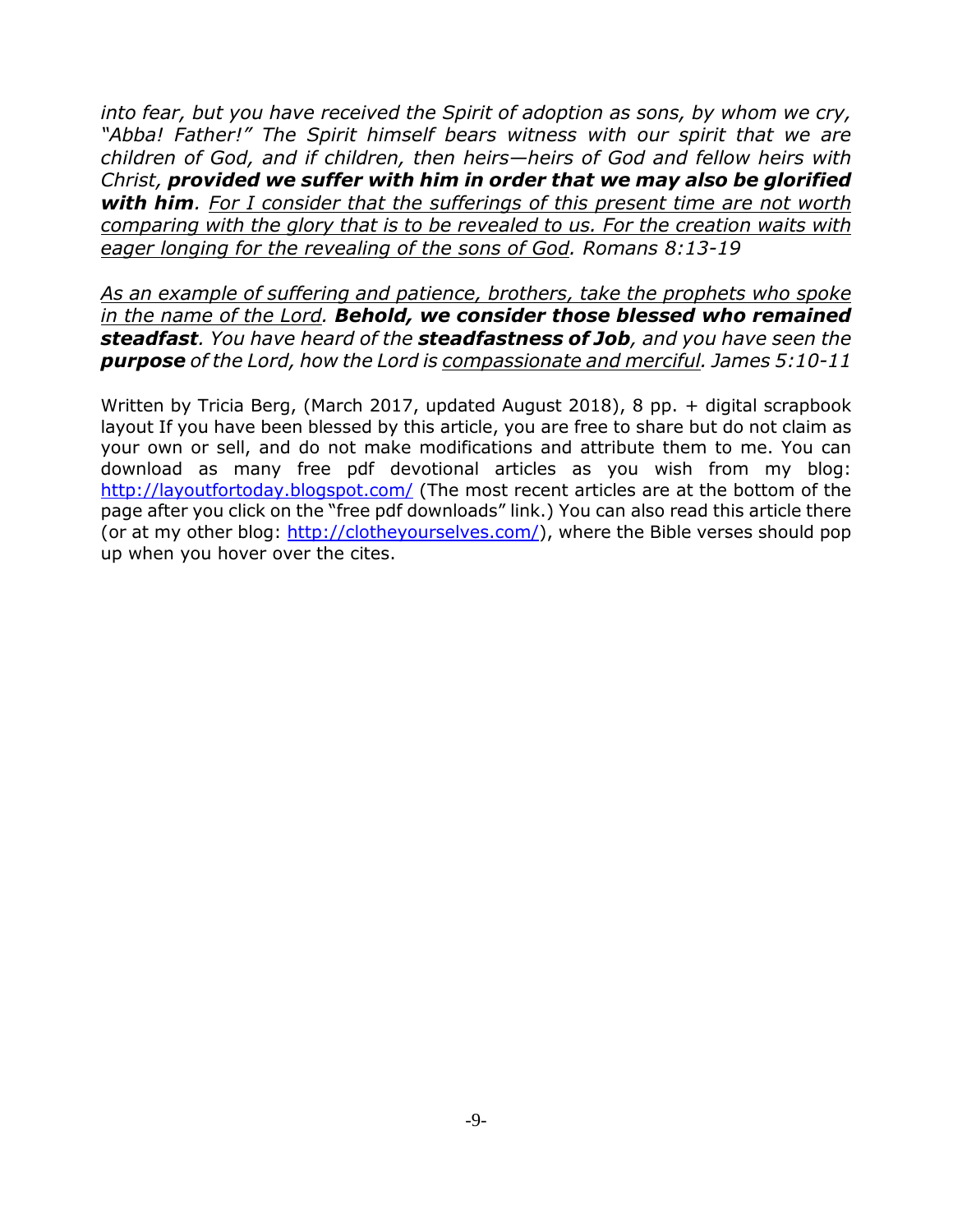*into fear, but you have received the Spirit of adoption as sons, by whom we cry, "Abba! Father!" The Spirit himself bears witness with our spirit that we are children of God, and if children, then heirs—heirs of God and fellow heirs with Christ,* ***provided we suffer with him in order that we may also be glorified with him****.* <u>*For I consider that the sufferings of this present time are not worth comparing with the glory that is to be revealed to us. For the creation waits with eager longing for the revealing of the sons of God*</u>*. Romans 8:13-19*

<u>*As an example of suffering and patience, brothers, take the prophets who spoke in the name of the Lord*</u>*.* ***Behold, we consider those blessed who remained steadfast****. You have heard of the* ***steadfastness of Job****, and you have seen the* ***purpose*** *of the Lord, how the Lord is* <u>*compassionate and merciful*</u>*. James 5:10-11*

Written by Tricia Berg, (March 2017, updated August 2018), 8 pp. + digital scrapbook layout If you have been blessed by this article, you are free to share but do not claim as your own or sell, and do not make modifications and attribute them to me. You can download as many free pdf devotional articles as you wish from my blog: [http://layoutfortoday.blogspot.com/](http://layoutfortoday.blogspot.com/) (The most recent articles are at the bottom of the page after you click on the "free pdf downloads" link.) You can also read this article there (or at my other blog: [http://clotheyourselves.com/](http://clotheyourselves.com/)), where the Bible verses should pop up when you hover over the cites.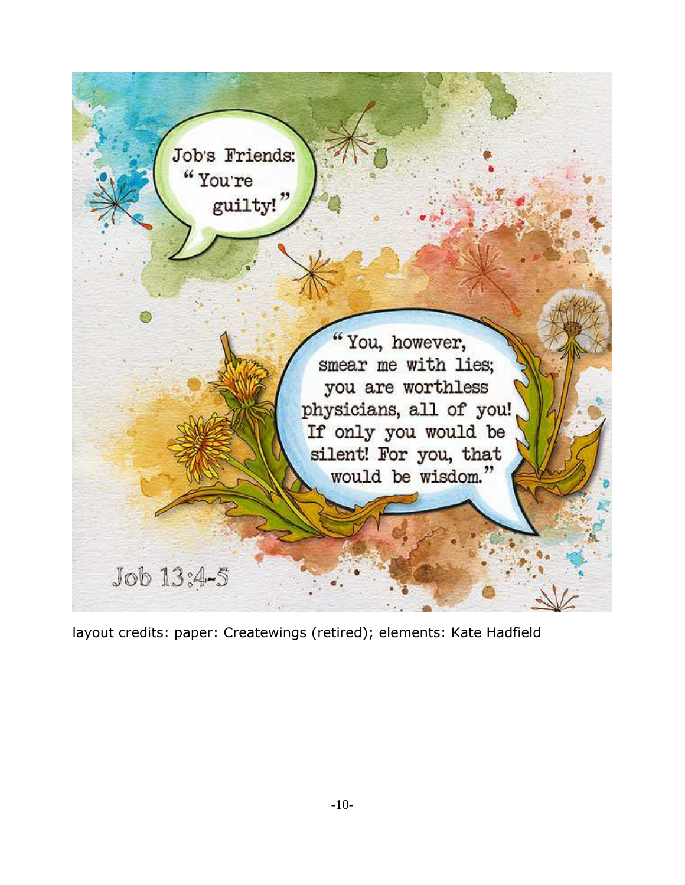Job's Friends: "You're guilty!"

"You, however, smear me with lies; you are worthless physicians, all of you! If only you would be silent! For you, that would be wisdom."

Job 13:4-5

layout credits: paper: Createwings (retired); elements: Kate Hadfield